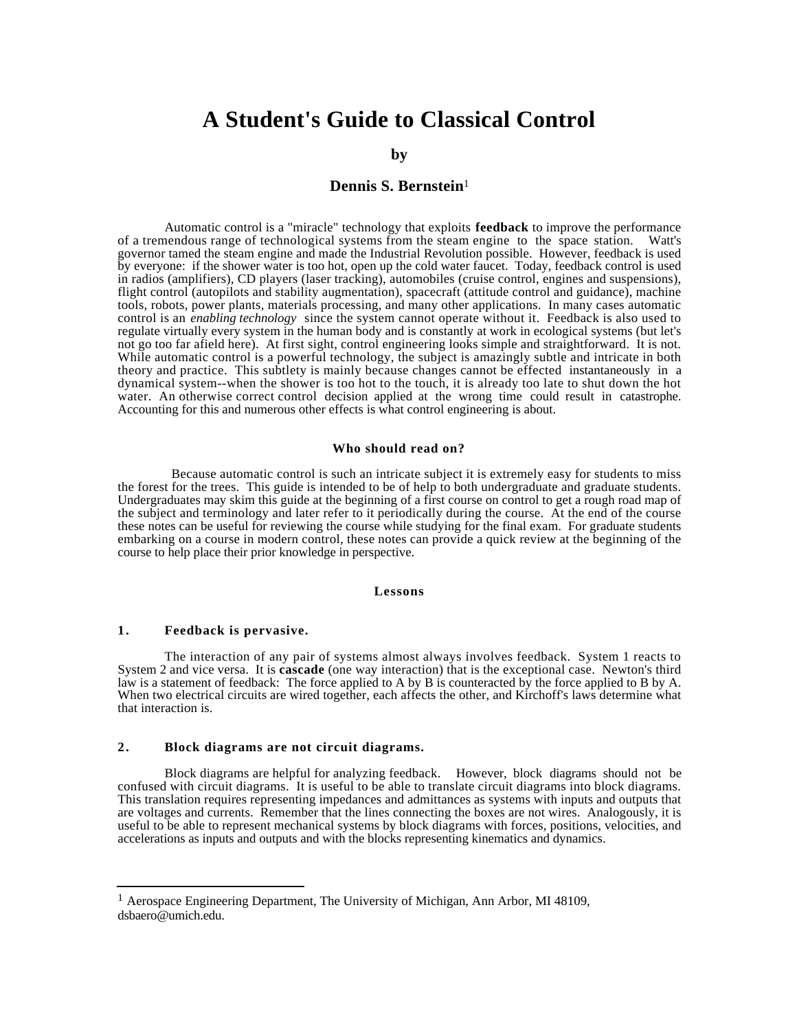# A Student's Guide to Classical Control

**by**

**Dennis S. Bernstein**[1]

Automatic control is a "miracle" technology that exploits **feedback** to improve the performance of a tremendous range of technological systems from the steam engine to the space station. Watt's governor tamed the steam engine and made the Industrial Revolution possible. However, feedback is used by everyone: if the shower water is too hot, open up the cold water faucet. Today, feedback control is used in radios (amplifiers), CD players (laser tracking), automobiles (cruise control, engines and suspensions), flight control (autopilots and stability augmentation), spacecraft (attitude control and guidance), machine tools, robots, power plants, materials processing, and many other applications. In many cases automatic control is an *enabling technology* since the system cannot operate without it. Feedback is also used to regulate virtually every system in the human body and is constantly at work in ecological systems (but let's not go too far afield here). At first sight, control engineering looks simple and straightforward. It is not. While automatic control is a powerful technology, the subject is amazingly subtle and intricate in both theory and practice. This subtlety is mainly because changes cannot be effected instantaneously in a dynamical system--when the shower is too hot to the touch, it is already too late to shut down the hot water. An otherwise correct control decision applied at the wrong time could result in catastrophe. Accounting for this and numerous other effects is what control engineering is about.

## Who should read on?

Because automatic control is such an intricate subject it is extremely easy for students to miss the forest for the trees. This guide is intended to be of help to both undergraduate and graduate students. Undergraduates may skim this guide at the beginning of a first course on control to get a rough road map of the subject and terminology and later refer to it periodically during the course. At the end of the course these notes can be useful for reviewing the course while studying for the final exam. For graduate students embarking on a course in modern control, these notes can provide a quick review at the beginning of the course to help place their prior knowledge in perspective.

## Lessons

### 1. Feedback is pervasive.

The interaction of any pair of systems almost always involves feedback. System 1 reacts to System 2 and vice versa. It is **cascade** (one way interaction) that is the exceptional case. Newton's third law is a statement of feedback: The force applied to A by B is counteracted by the force applied to B by A. When two electrical circuits are wired together, each affects the other, and Kirchoff's laws determine what that interaction is.

### 2. Block diagrams are not circuit diagrams.

Block diagrams are helpful for analyzing feedback. However, block diagrams should not be confused with circuit diagrams. It is useful to be able to translate circuit diagrams into block diagrams. This translation requires representing impedances and admittances as systems with inputs and outputs that are voltages and currents. Remember that the lines connecting the boxes are not wires. Analogously, it is useful to be able to represent mechanical systems by block diagrams with forces, positions, velocities, and accelerations as inputs and outputs and with the blocks representing kinematics and dynamics.

---

[1] Aerospace Engineering Department, The University of Michigan, Ann Arbor, MI 48109, dsbaero@umich.edu.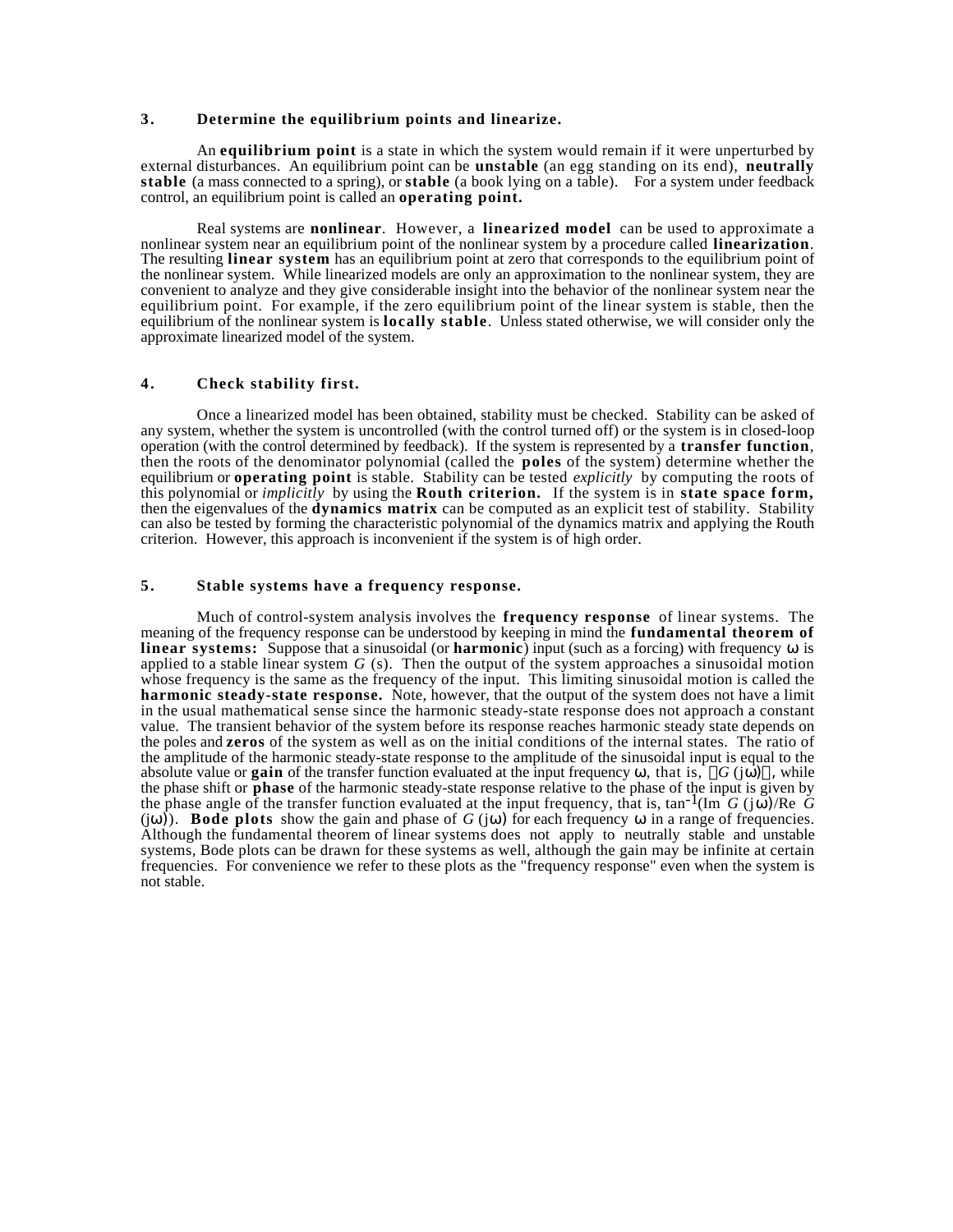### 3. Determine the equilibrium points and linearize.

An **equilibrium point** is a state in which the system would remain if it were unperturbed by external disturbances. An equilibrium point can be **unstable** (an egg standing on its end), **neutrally stable** (a mass connected to a spring), or **stable** (a book lying on a table). For a system under feedback control, an equilibrium point is called an **operating point.**

Real systems are **nonlinear**. However, a **linearized model** can be used to approximate a nonlinear system near an equilibrium point of the nonlinear system by a procedure called **linearization**. The resulting **linear system** has an equilibrium point at zero that corresponds to the equilibrium point of the nonlinear system. While linearized models are only an approximation to the nonlinear system, they are convenient to analyze and they give considerable insight into the behavior of the nonlinear system near the equilibrium point. For example, if the zero equilibrium point of the linear system is stable, then the equilibrium of the nonlinear system is **locally stable**. Unless stated otherwise, we will consider only the approximate linearized model of the system.

### 4. Check stability first.

Once a linearized model has been obtained, stability must be checked. Stability can be asked of any system, whether the system is uncontrolled (with the control turned off) or the system is in closed-loop operation (with the control determined by feedback). If the system is represented by a **transfer function**, then the roots of the denominator polynomial (called the **poles** of the system) determine whether the equilibrium or **operating point** is stable. Stability can be tested *explicitly* by computing the roots of this polynomial or *implicitly* by using the **Routh criterion.** If the system is in **state space form,** then the eigenvalues of the **dynamics matrix** can be computed as an explicit test of stability. Stability can also be tested by forming the characteristic polynomial of the dynamics matrix and applying the Routh criterion. However, this approach is inconvenient if the system is of high order.

### 5. Stable systems have a frequency response.

Much of control-system analysis involves the **frequency response** of linear systems. The meaning of the frequency response can be understood by keeping in mind the **fundamental theorem of linear systems:** Suppose that a sinusoidal (or **harmonic**) input (such as a forcing) with frequency $\omega$ is applied to a stable linear system $G(s)$. Then the output of the system approaches a sinusoidal motion whose frequency is the same as the frequency of the input. This limiting sinusoidal motion is called the **harmonic steady-state response.** Note, however, that the output of the system does not have a limit in the usual mathematical sense since the harmonic steady-state response does not approach a constant value. The transient behavior of the system before its response reaches harmonic steady state depends on the poles and **zeros** of the system as well as on the initial conditions of the internal states. The ratio of the amplitude of the harmonic steady-state response to the amplitude of the sinusoidal input is equal to the absolute value or **gain** of the transfer function evaluated at the input frequency $\omega$, that is, $|G(j\omega)|$, while the phase shift or **phase** of the harmonic steady-state response relative to the phase of the input is given by the phase angle of the transfer function evaluated at the input frequency, that is, $\tan^{-1}(\text{Im } G(j\omega)/\text{Re } G(j\omega))$. **Bode plots** show the gain and phase of $G(j\omega)$ for each frequency $\omega$ in a range of frequencies. Although the fundamental theorem of linear systems does not apply to neutrally stable and unstable systems, Bode plots can be drawn for these systems as well, although the gain may be infinite at certain frequencies. For convenience we refer to these plots as the "frequency response" even when the system is not stable.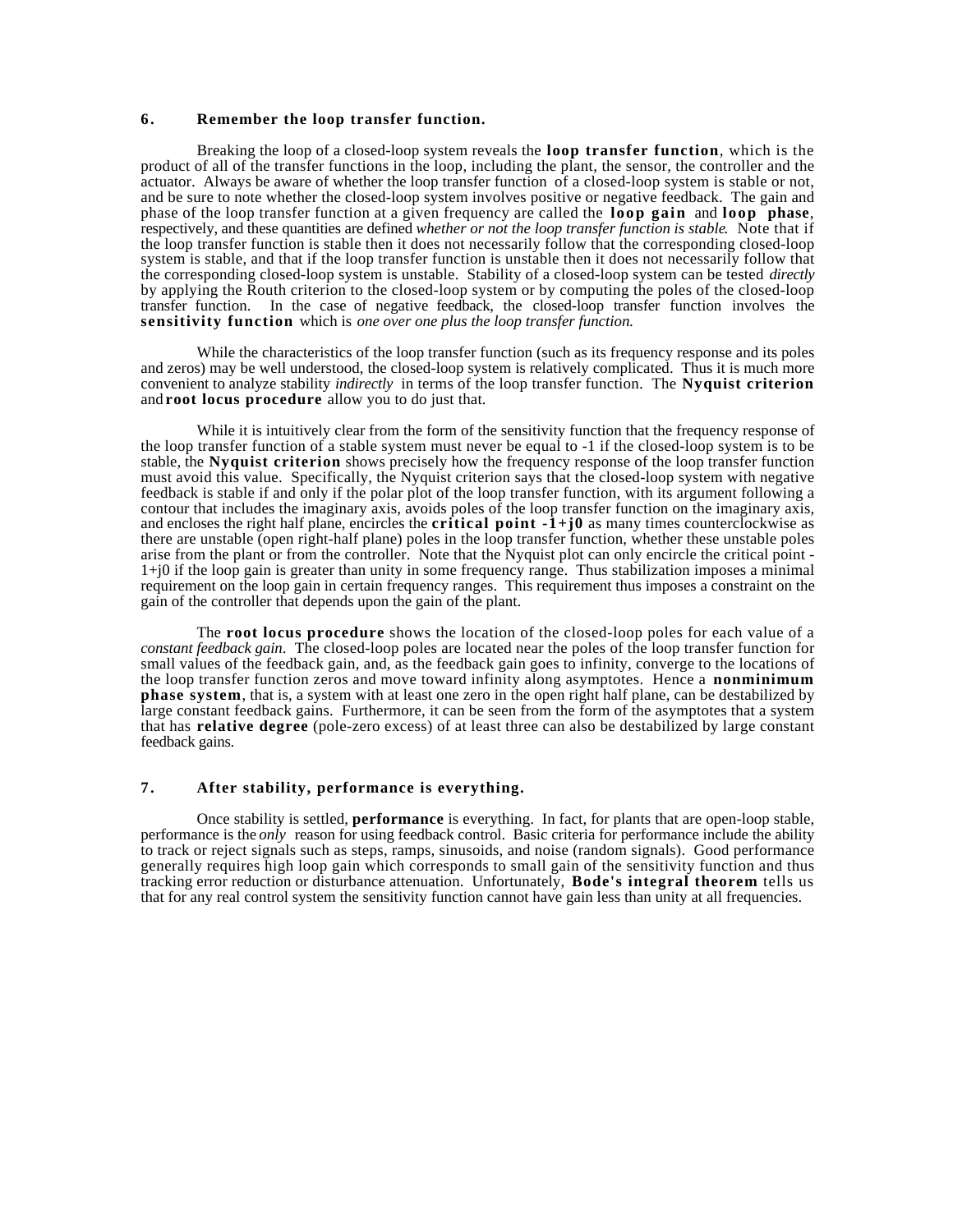## 6. Remember the loop transfer function.

Breaking the loop of a closed-loop system reveals the **loop transfer function**, which is the product of all of the transfer functions in the loop, including the plant, the sensor, the controller and the actuator. Always be aware of whether the loop transfer function of a closed-loop system is stable or not, and be sure to note whether the closed-loop system involves positive or negative feedback. The gain and phase of the loop transfer function at a given frequency are called the **loop gain** and **loop phase**, respectively, and these quantities are defined *whether or not the loop transfer function is stable*. Note that if the loop transfer function is stable then it does not necessarily follow that the corresponding closed-loop system is stable, and that if the loop transfer function is unstable then it does not necessarily follow that the corresponding closed-loop system is unstable. Stability of a closed-loop system can be tested *directly* by applying the Routh criterion to the closed-loop system or by computing the poles of the closed-loop transfer function. In the case of negative feedback, the closed-loop transfer function involves the **sensitivity function** which is *one over one plus the loop transfer function.*

While the characteristics of the loop transfer function (such as its frequency response and its poles and zeros) may be well understood, the closed-loop system is relatively complicated. Thus it is much more convenient to analyze stability *indirectly* in terms of the loop transfer function. The **Nyquist criterion** and **root locus procedure** allow you to do just that.

While it is intuitively clear from the form of the sensitivity function that the frequency response of the loop transfer function of a stable system must never be equal to -1 if the closed-loop system is to be stable, the **Nyquist criterion** shows precisely how the frequency response of the loop transfer function must avoid this value. Specifically, the Nyquist criterion says that the closed-loop system with negative feedback is stable if and only if the polar plot of the loop transfer function, with its argument following a contour that includes the imaginary axis, avoids poles of the loop transfer function on the imaginary axis, and encloses the right half plane, encircles the **critical point -1+j0** as many times counterclockwise as there are unstable (open right-half plane) poles in the loop transfer function, whether these unstable poles arise from the plant or from the controller. Note that the Nyquist plot can only encircle the critical point -1+j0 if the loop gain is greater than unity in some frequency range. Thus stabilization imposes a minimal requirement on the loop gain in certain frequency ranges. This requirement thus imposes a constraint on the gain of the controller that depends upon the gain of the plant.

The **root locus procedure** shows the location of the closed-loop poles for each value of a *constant feedback gain*. The closed-loop poles are located near the poles of the loop transfer function for small values of the feedback gain, and, as the feedback gain goes to infinity, converge to the locations of the loop transfer function zeros and move toward infinity along asymptotes. Hence a **nonminimum phase system**, that is, a system with at least one zero in the open right half plane, can be destabilized by large constant feedback gains. Furthermore, it can be seen from the form of the asymptotes that a system that has **relative degree** (pole-zero excess) of at least three can also be destabilized by large constant feedback gains.

## 7. After stability, performance is everything.

Once stability is settled, **performance** is everything. In fact, for plants that are open-loop stable, performance is the *only* reason for using feedback control. Basic criteria for performance include the ability to track or reject signals such as steps, ramps, sinusoids, and noise (random signals). Good performance generally requires high loop gain which corresponds to small gain of the sensitivity function and thus tracking error reduction or disturbance attenuation. Unfortunately, **Bode's integral theorem** tells us that for any real control system the sensitivity function cannot have gain less than unity at all frequencies.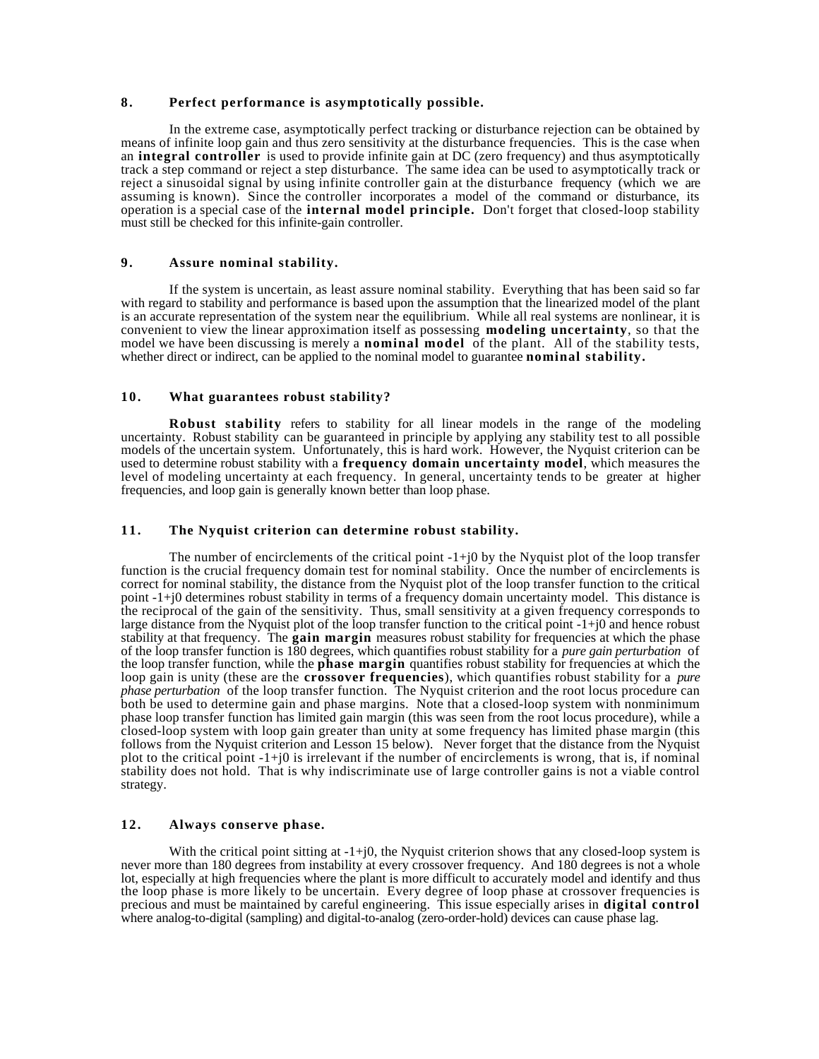### 8. Perfect performance is asymptotically possible.

In the extreme case, asymptotically perfect tracking or disturbance rejection can be obtained by means of infinite loop gain and thus zero sensitivity at the disturbance frequencies. This is the case when an **integral controller** is used to provide infinite gain at DC (zero frequency) and thus asymptotically track a step command or reject a step disturbance. The same idea can be used to asymptotically track or reject a sinusoidal signal by using infinite controller gain at the disturbance frequency (which we are assuming is known). Since the controller incorporates a model of the command or disturbance, its operation is a special case of the **internal model principle.** Don't forget that closed-loop stability must still be checked for this infinite-gain controller.

### 9. Assure nominal stability.

If the system is uncertain, as least assure nominal stability. Everything that has been said so far with regard to stability and performance is based upon the assumption that the linearized model of the plant is an accurate representation of the system near the equilibrium. While all real systems are nonlinear, it is convenient to view the linear approximation itself as possessing **modeling uncertainty**, so that the model we have been discussing is merely a **nominal model** of the plant. All of the stability tests, whether direct or indirect, can be applied to the nominal model to guarantee **nominal stability.**

### 10. What guarantees robust stability?

**Robust stability** refers to stability for all linear models in the range of the modeling uncertainty. Robust stability can be guaranteed in principle by applying any stability test to all possible models of the uncertain system. Unfortunately, this is hard work. However, the Nyquist criterion can be used to determine robust stability with a **frequency domain uncertainty model**, which measures the level of modeling uncertainty at each frequency. In general, uncertainty tends to be greater at higher frequencies, and loop gain is generally known better than loop phase.

### 11. The Nyquist criterion can determine robust stability.

The number of encirclements of the critical point $-1+j0$ by the Nyquist plot of the loop transfer function is the crucial frequency domain test for nominal stability. Once the number of encirclements is correct for nominal stability, the distance from the Nyquist plot of the loop transfer function to the critical point $-1+j0$ determines robust stability in terms of a frequency domain uncertainty model. This distance is the reciprocal of the gain of the sensitivity. Thus, small sensitivity at a given frequency corresponds to large distance from the Nyquist plot of the loop transfer function to the critical point $-1+j0$ and hence robust stability at that frequency. The **gain margin** measures robust stability for frequencies at which the phase of the loop transfer function is 180 degrees, which quantifies robust stability for a *pure gain perturbation* of the loop transfer function, while the **phase margin** quantifies robust stability for frequencies at which the loop gain is unity (these are the **crossover frequencies**), which quantifies robust stability for a *pure phase perturbation* of the loop transfer function. The Nyquist criterion and the root locus procedure can both be used to determine gain and phase margins. Note that a closed-loop system with nonminimum phase loop transfer function has limited gain margin (this was seen from the root locus procedure), while a closed-loop system with loop gain greater than unity at some frequency has limited phase margin (this follows from the Nyquist criterion and Lesson 15 below). Never forget that the distance from the Nyquist plot to the critical point $-1+j0$ is irrelevant if the number of encirclements is wrong, that is, if nominal stability does not hold. That is why indiscriminate use of large controller gains is not a viable control strategy.

### 12. Always conserve phase.

With the critical point sitting at $-1+j0$, the Nyquist criterion shows that any closed-loop system is never more than 180 degrees from instability at every crossover frequency. And 180 degrees is not a whole lot, especially at high frequencies where the plant is more difficult to accurately model and identify and thus the loop phase is more likely to be uncertain. Every degree of loop phase at crossover frequencies is precious and must be maintained by careful engineering. This issue especially arises in **digital control** where analog-to-digital (sampling) and digital-to-analog (zero-order-hold) devices can cause phase lag.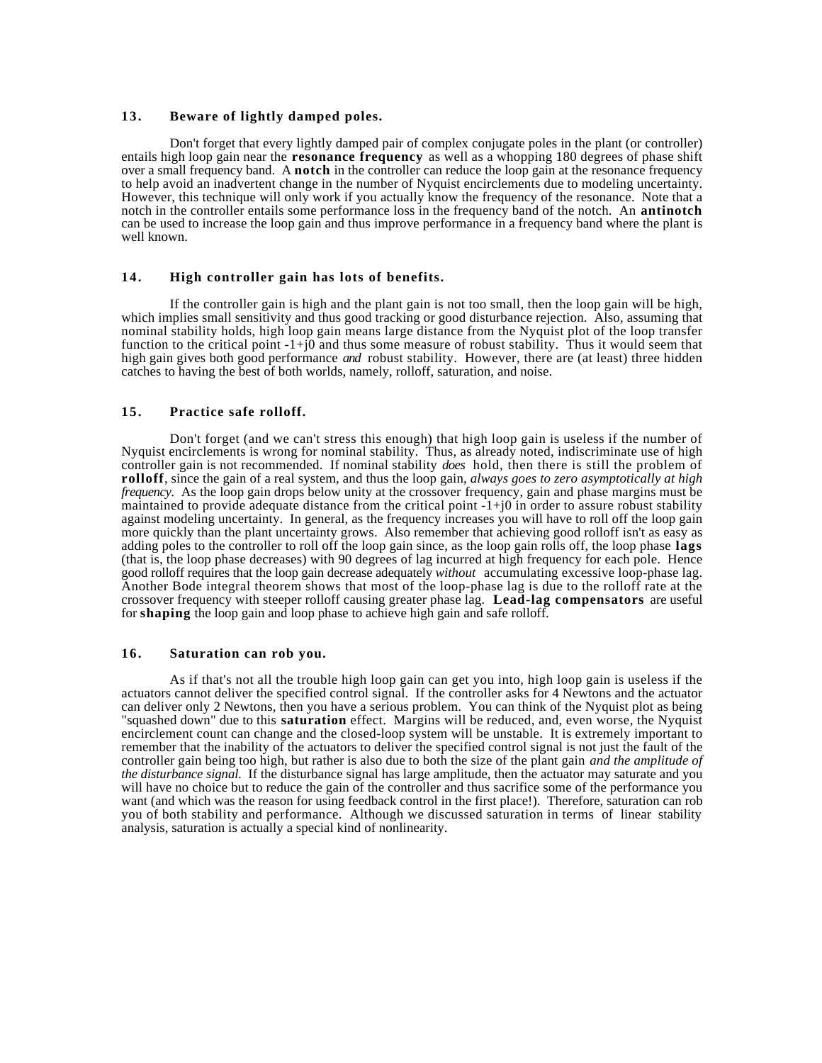### 13. Beware of lightly damped poles.

Don't forget that every lightly damped pair of complex conjugate poles in the plant (or controller) entails high loop gain near the **resonance frequency** as well as a whopping 180 degrees of phase shift over a small frequency band. A **notch** in the controller can reduce the loop gain at the resonance frequency to help avoid an inadvertent change in the number of Nyquist encirclements due to modeling uncertainty. However, this technique will only work if you actually know the frequency of the resonance. Note that a notch in the controller entails some performance loss in the frequency band of the notch. An **antinotch** can be used to increase the loop gain and thus improve performance in a frequency band where the plant is well known.

### 14. High controller gain has lots of benefits.

If the controller gain is high and the plant gain is not too small, then the loop gain will be high, which implies small sensitivity and thus good tracking or good disturbance rejection. Also, assuming that nominal stability holds, high loop gain means large distance from the Nyquist plot of the loop transfer function to the critical point $-1+j0$ and thus some measure of robust stability. Thus it would seem that high gain gives both good performance *and* robust stability. However, there are (at least) three hidden catches to having the best of both worlds, namely, rolloff, saturation, and noise.

### 15. Practice safe rolloff.

Don't forget (and we can't stress this enough) that high loop gain is useless if the number of Nyquist encirclements is wrong for nominal stability. Thus, as already noted, indiscriminate use of high controller gain is not recommended. If nominal stability *does* hold, then there is still the problem of **rolloff**, since the gain of a real system, and thus the loop gain, *always goes to zero asymptotically at high frequency.* As the loop gain drops below unity at the crossover frequency, gain and phase margins must be maintained to provide adequate distance from the critical point $-1+j0$ in order to assure robust stability against modeling uncertainty. In general, as the frequency increases you will have to roll off the loop gain more quickly than the plant uncertainty grows. Also remember that achieving good rolloff isn't as easy as adding poles to the controller to roll off the loop gain since, as the loop gain rolls off, the loop phase **lags** (that is, the loop phase decreases) with 90 degrees of lag incurred at high frequency for each pole. Hence good rolloff requires that the loop gain decrease adequately *without* accumulating excessive loop-phase lag. Another Bode integral theorem shows that most of the loop-phase lag is due to the rolloff rate at the crossover frequency with steeper rolloff causing greater phase lag. **Lead-lag compensators** are useful for **shaping** the loop gain and loop phase to achieve high gain and safe rolloff.

### 16. Saturation can rob you.

As if that's not all the trouble high loop gain can get you into, high loop gain is useless if the actuators cannot deliver the specified control signal. If the controller asks for 4 Newtons and the actuator can deliver only 2 Newtons, then you have a serious problem. You can think of the Nyquist plot as being "squashed down" due to this **saturation** effect. Margins will be reduced, and, even worse, the Nyquist encirclement count can change and the closed-loop system will be unstable. It is extremely important to remember that the inability of the actuators to deliver the specified control signal is not just the fault of the controller gain being too high, but rather is also due to both the size of the plant gain *and the amplitude of the disturbance signal.* If the disturbance signal has large amplitude, then the actuator may saturate and you will have no choice but to reduce the gain of the controller and thus sacrifice some of the performance you want (and which was the reason for using feedback control in the first place!). Therefore, saturation can rob you of both stability and performance. Although we discussed saturation in terms of linear stability analysis, saturation is actually a special kind of nonlinearity.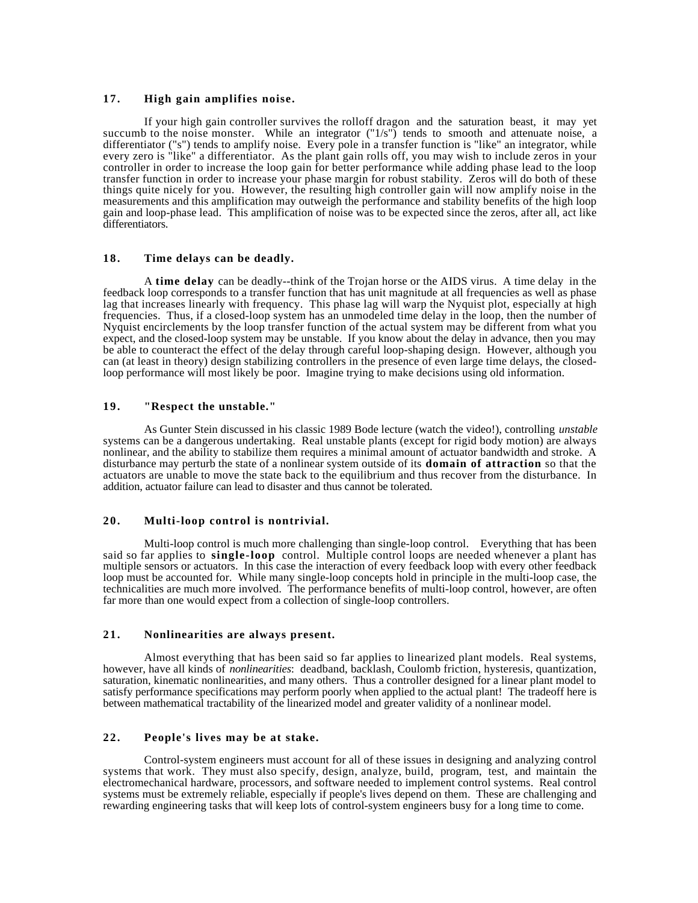### 17. High gain amplifies noise.

If your high gain controller survives the rolloff dragon and the saturation beast, it may yet succumb to the noise monster. While an integrator ("1/s") tends to smooth and attenuate noise, a differentiator ("s") tends to amplify noise. Every pole in a transfer function is "like" an integrator, while every zero is "like" a differentiator. As the plant gain rolls off, you may wish to include zeros in your controller in order to increase the loop gain for better performance while adding phase lead to the loop transfer function in order to increase your phase margin for robust stability. Zeros will do both of these things quite nicely for you. However, the resulting high controller gain will now amplify noise in the measurements and this amplification may outweigh the performance and stability benefits of the high loop gain and loop-phase lead. This amplification of noise was to be expected since the zeros, after all, act like differentiators.

### 18. Time delays can be deadly.

A **time delay** can be deadly--think of the Trojan horse or the AIDS virus. A time delay in the feedback loop corresponds to a transfer function that has unit magnitude at all frequencies as well as phase lag that increases linearly with frequency. This phase lag will warp the Nyquist plot, especially at high frequencies. Thus, if a closed-loop system has an unmodeled time delay in the loop, then the number of Nyquist encirclements by the loop transfer function of the actual system may be different from what you expect, and the closed-loop system may be unstable. If you know about the delay in advance, then you may be able to counteract the effect of the delay through careful loop-shaping design. However, although you can (at least in theory) design stabilizing controllers in the presence of even large time delays, the closed-loop performance will most likely be poor. Imagine trying to make decisions using old information.

### 19. "Respect the unstable."

As Gunter Stein discussed in his classic 1989 Bode lecture (watch the video!), controlling *unstable* systems can be a dangerous undertaking. Real unstable plants (except for rigid body motion) are always nonlinear, and the ability to stabilize them requires a minimal amount of actuator bandwidth and stroke. A disturbance may perturb the state of a nonlinear system outside of its **domain of attraction** so that the actuators are unable to move the state back to the equilibrium and thus recover from the disturbance. In addition, actuator failure can lead to disaster and thus cannot be tolerated.

### 20. Multi-loop control is nontrivial.

Multi-loop control is much more challenging than single-loop control. Everything that has been said so far applies to **single-loop** control. Multiple control loops are needed whenever a plant has multiple sensors or actuators. In this case the interaction of every feedback loop with every other feedback loop must be accounted for. While many single-loop concepts hold in principle in the multi-loop case, the technicalities are much more involved. The performance benefits of multi-loop control, however, are often far more than one would expect from a collection of single-loop controllers.

### 21. Nonlinearities are always present.

Almost everything that has been said so far applies to linearized plant models. Real systems, however, have all kinds of *nonlinearities*: deadband, backlash, Coulomb friction, hysteresis, quantization, saturation, kinematic nonlinearities, and many others. Thus a controller designed for a linear plant model to satisfy performance specifications may perform poorly when applied to the actual plant! The tradeoff here is between mathematical tractability of the linearized model and greater validity of a nonlinear model.

### 22. People's lives may be at stake.

Control-system engineers must account for all of these issues in designing and analyzing control systems that work. They must also specify, design, analyze, build, program, test, and maintain the electromechanical hardware, processors, and software needed to implement control systems. Real control systems must be extremely reliable, especially if people's lives depend on them. These are challenging and rewarding engineering tasks that will keep lots of control-system engineers busy for a long time to come.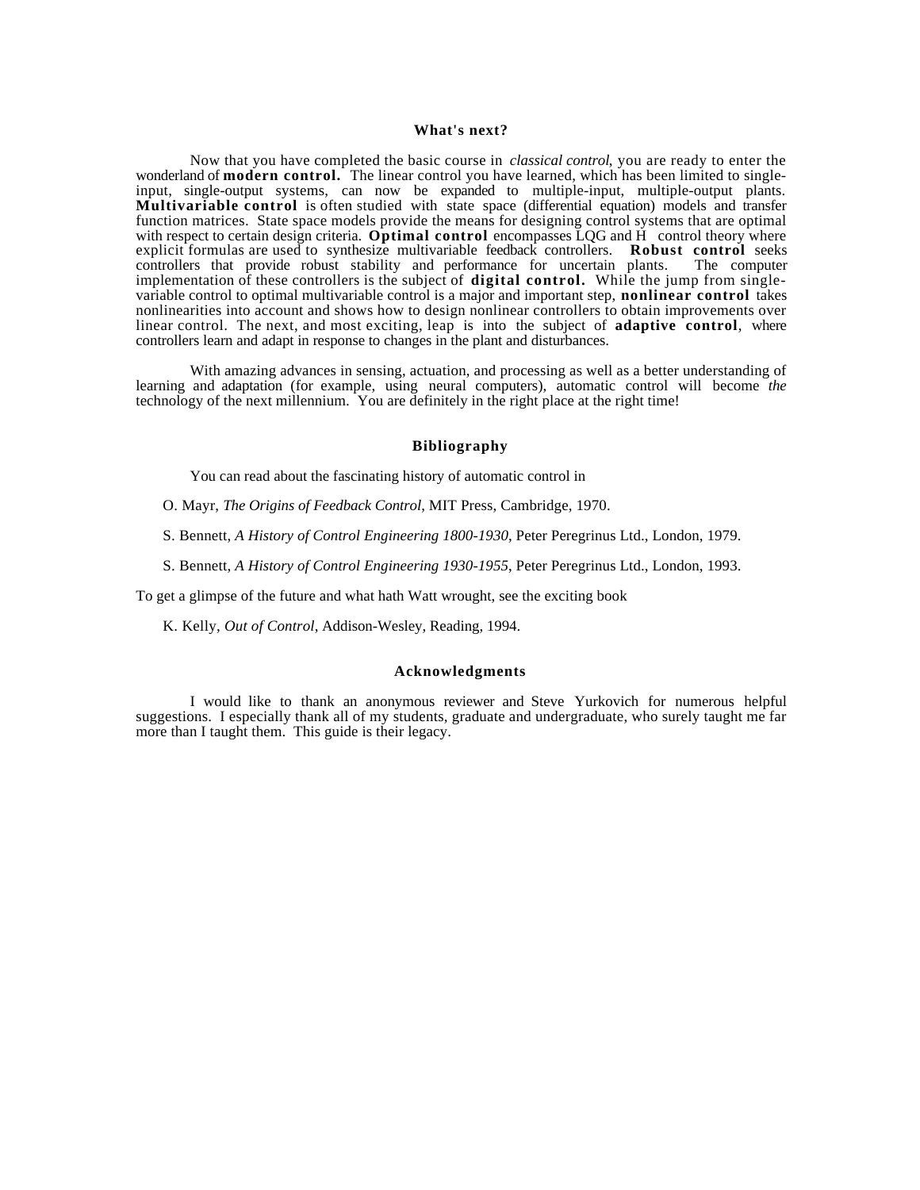## What's next?

Now that you have completed the basic course in *classical control*, you are ready to enter the wonderland of **modern control.** The linear control you have learned, which has been limited to single-input, single-output systems, can now be expanded to multiple-input, multiple-output plants. **Multivariable control** is often studied with state space (differential equation) models and transfer function matrices. State space models provide the means for designing control systems that are optimal with respect to certain design criteria. **Optimal control** encompasses LQG and $H_\infty$ control theory where explicit formulas are used to synthesize multivariable feedback controllers. **Robust control** seeks controllers that provide robust stability and performance for uncertain plants. The computer implementation of these controllers is the subject of **digital control.** While the jump from single-variable control to optimal multivariable control is a major and important step, **nonlinear control** takes nonlinearities into account and shows how to design nonlinear controllers to obtain improvements over linear control. The next, and most exciting, leap is into the subject of **adaptive control**, where controllers learn and adapt in response to changes in the plant and disturbances.

With amazing advances in sensing, actuation, and processing as well as a better understanding of learning and adaptation (for example, using neural computers), automatic control will become *the* technology of the next millennium. You are definitely in the right place at the right time!

## Bibliography

You can read about the fascinating history of automatic control in

O. Mayr, *The Origins of Feedback Control*, MIT Press, Cambridge, 1970.

S. Bennett, *A History of Control Engineering 1800-1930*, Peter Peregrinus Ltd., London, 1979.

S. Bennett, *A History of Control Engineering 1930-1955*, Peter Peregrinus Ltd., London, 1993.

To get a glimpse of the future and what hath Watt wrought, see the exciting book

K. Kelly, *Out of Control*, Addison-Wesley, Reading, 1994.

## Acknowledgments

I would like to thank an anonymous reviewer and Steve Yurkovich for numerous helpful suggestions. I especially thank all of my students, graduate and undergraduate, who surely taught me far more than I taught them. This guide is their legacy.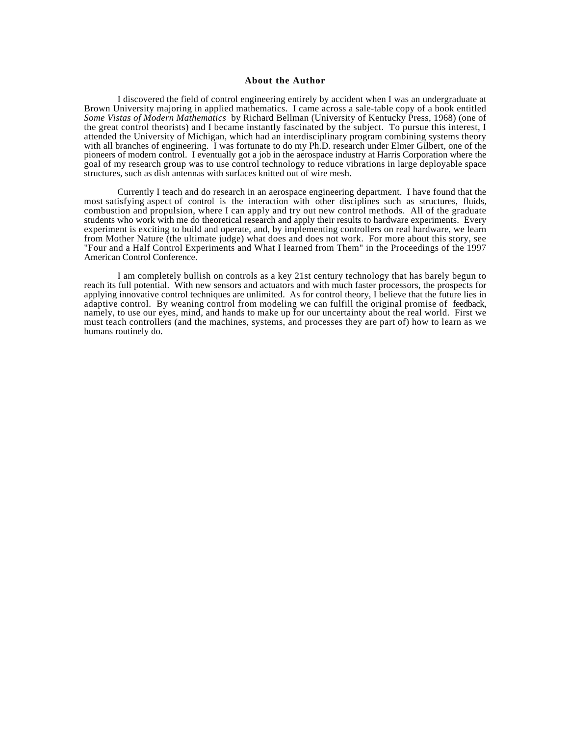## About the Author

I discovered the field of control engineering entirely by accident when I was an undergraduate at Brown University majoring in applied mathematics. I came across a sale-table copy of a book entitled *Some Vistas of Modern Mathematics* by Richard Bellman (University of Kentucky Press, 1968) (one of the great control theorists) and I became instantly fascinated by the subject. To pursue this interest, I attended the University of Michigan, which had an interdisciplinary program combining systems theory with all branches of engineering. I was fortunate to do my Ph.D. research under Elmer Gilbert, one of the pioneers of modern control. I eventually got a job in the aerospace industry at Harris Corporation where the goal of my research group was to use control technology to reduce vibrations in large deployable space structures, such as dish antennas with surfaces knitted out of wire mesh.

Currently I teach and do research in an aerospace engineering department. I have found that the most satisfying aspect of control is the interaction with other disciplines such as structures, fluids, combustion and propulsion, where I can apply and try out new control methods. All of the graduate students who work with me do theoretical research and apply their results to hardware experiments. Every experiment is exciting to build and operate, and, by implementing controllers on real hardware, we learn from Mother Nature (the ultimate judge) what does and does not work. For more about this story, see "Four and a Half Control Experiments and What I learned from Them" in the Proceedings of the 1997 American Control Conference.

I am completely bullish on controls as a key 21st century technology that has barely begun to reach its full potential. With new sensors and actuators and with much faster processors, the prospects for applying innovative control techniques are unlimited. As for control theory, I believe that the future lies in adaptive control. By weaning control from modeling we can fulfill the original promise of feedback, namely, to use our eyes, mind, and hands to make up for our uncertainty about the real world. First we must teach controllers (and the machines, systems, and processes they are part of) how to learn as we humans routinely do.